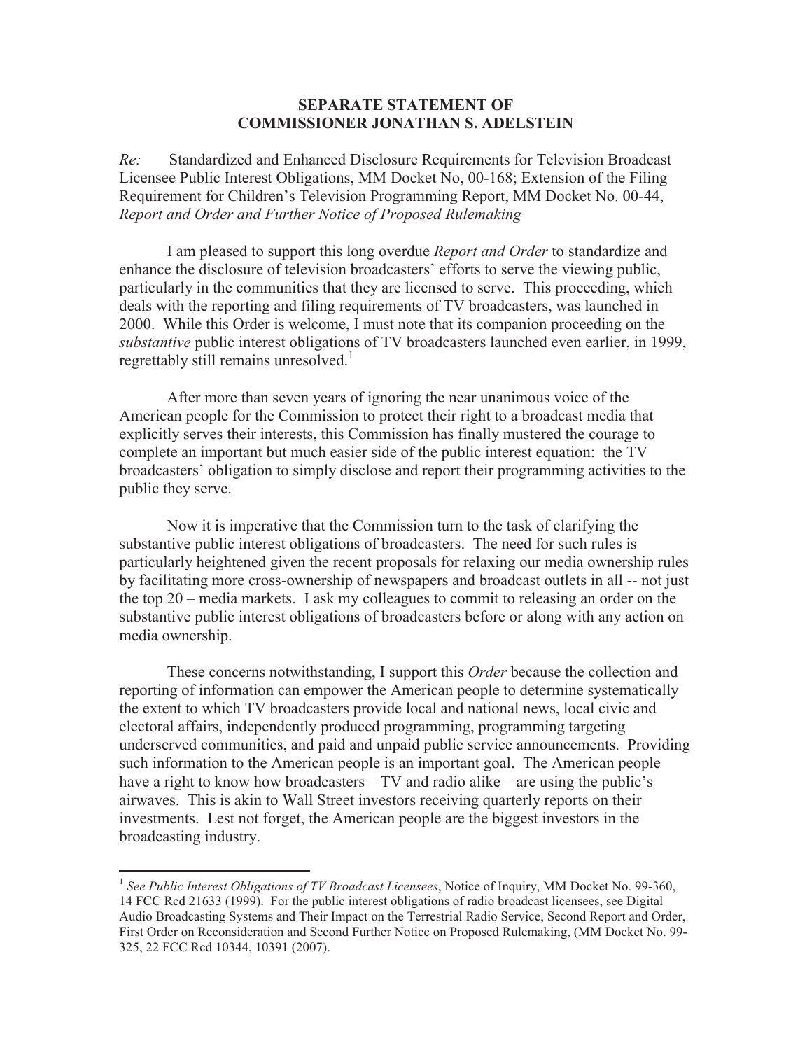**SEPARATE STATEMENT OF**
**COMMISSIONER JONATHAN S. ADELSTEIN**

*Re:* Standardized and Enhanced Disclosure Requirements for Television Broadcast Licensee Public Interest Obligations, MM Docket No, 00-168; Extension of the Filing Requirement for Children's Television Programming Report, MM Docket No. 00-44, *Report and Order and Further Notice of Proposed Rulemaking*

I am pleased to support this long overdue *Report and Order* to standardize and enhance the disclosure of television broadcasters' efforts to serve the viewing public, particularly in the communities that they are licensed to serve. This proceeding, which deals with the reporting and filing requirements of TV broadcasters, was launched in 2000. While this Order is welcome, I must note that its companion proceeding on the *substantive* public interest obligations of TV broadcasters launched even earlier, in 1999, regrettably still remains unresolved.[1]

After more than seven years of ignoring the near unanimous voice of the American people for the Commission to protect their right to a broadcast media that explicitly serves their interests, this Commission has finally mustered the courage to complete an important but much easier side of the public interest equation: the TV broadcasters' obligation to simply disclose and report their programming activities to the public they serve.

Now it is imperative that the Commission turn to the task of clarifying the substantive public interest obligations of broadcasters. The need for such rules is particularly heightened given the recent proposals for relaxing our media ownership rules by facilitating more cross-ownership of newspapers and broadcast outlets in all -- not just the top 20 – media markets. I ask my colleagues to commit to releasing an order on the substantive public interest obligations of broadcasters before or along with any action on media ownership.

These concerns notwithstanding, I support this *Order* because the collection and reporting of information can empower the American people to determine systematically the extent to which TV broadcasters provide local and national news, local civic and electoral affairs, independently produced programming, programming targeting underserved communities, and paid and unpaid public service announcements. Providing such information to the American people is an important goal. The American people have a right to know how broadcasters – TV and radio alike – are using the public's airwaves. This is akin to Wall Street investors receiving quarterly reports on their investments. Lest not forget, the American people are the biggest investors in the broadcasting industry.

---

[1] *See Public Interest Obligations of TV Broadcast Licensees*, Notice of Inquiry, MM Docket No. 99-360, 14 FCC Rcd 21633 (1999). For the public interest obligations of radio broadcast licensees, see Digital Audio Broadcasting Systems and Their Impact on the Terrestrial Radio Service, Second Report and Order, First Order on Reconsideration and Second Further Notice on Proposed Rulemaking, (MM Docket No. 99-325, 22 FCC Rcd 10344, 10391 (2007).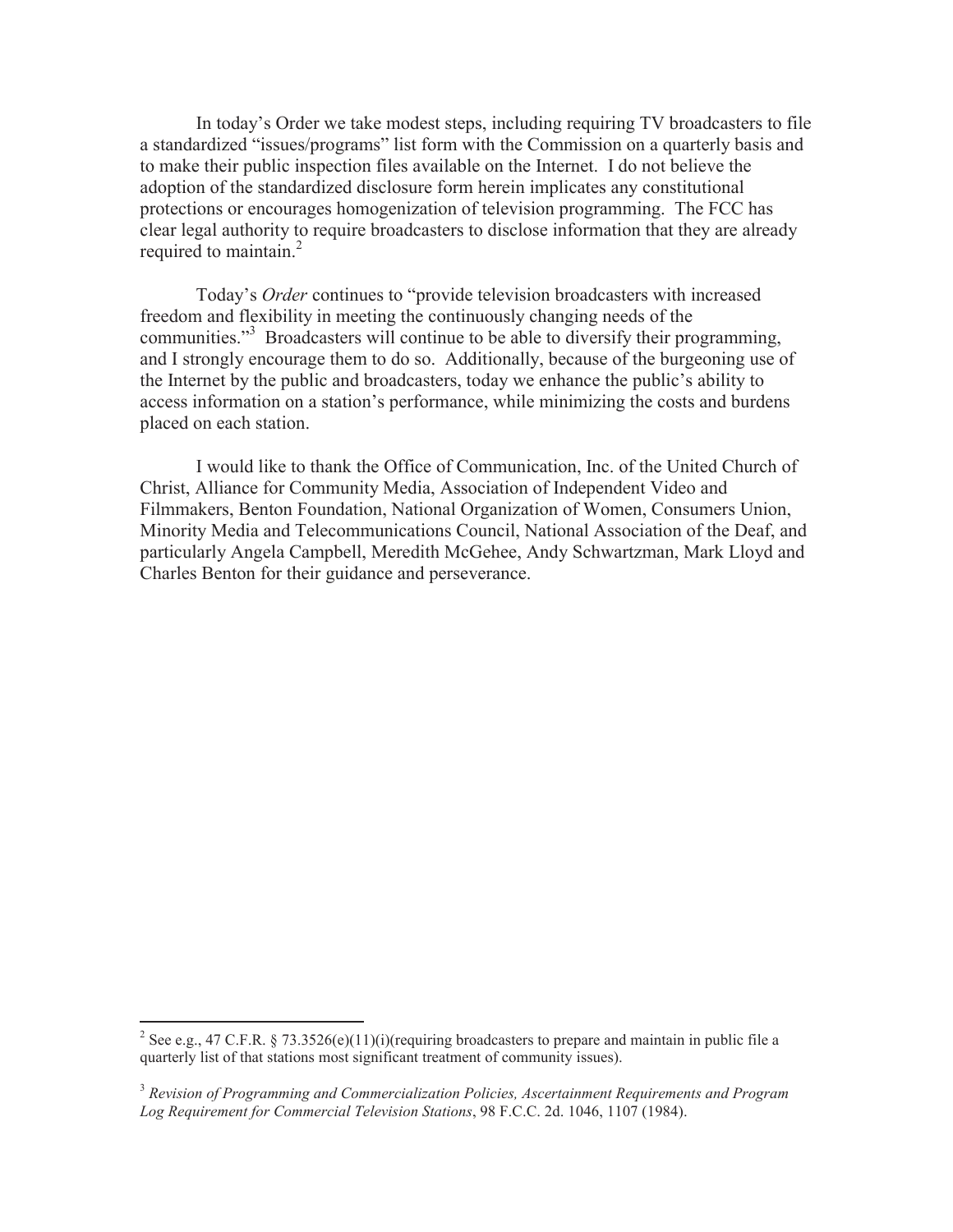In today's Order we take modest steps, including requiring TV broadcasters to file a standardized "issues/programs" list form with the Commission on a quarterly basis and to make their public inspection files available on the Internet. I do not believe the adoption of the standardized disclosure form herein implicates any constitutional protections or encourages homogenization of television programming. The FCC has clear legal authority to require broadcasters to disclose information that they are already required to maintain.[2]

Today's *Order* continues to "provide television broadcasters with increased freedom and flexibility in meeting the continuously changing needs of the communities."[3] Broadcasters will continue to be able to diversify their programming, and I strongly encourage them to do so. Additionally, because of the burgeoning use of the Internet by the public and broadcasters, today we enhance the public's ability to access information on a station's performance, while minimizing the costs and burdens placed on each station.

I would like to thank the Office of Communication, Inc. of the United Church of Christ, Alliance for Community Media, Association of Independent Video and Filmmakers, Benton Foundation, National Organization of Women, Consumers Union, Minority Media and Telecommunications Council, National Association of the Deaf, and particularly Angela Campbell, Meredith McGehee, Andy Schwartzman, Mark Lloyd and Charles Benton for their guidance and perseverance.

---

[2] See e.g., 47 C.F.R. § 73.3526(e)(11)(i)(requiring broadcasters to prepare and maintain in public file a quarterly list of that stations most significant treatment of community issues).

[3] *Revision of Programming and Commercialization Policies, Ascertainment Requirements and Program Log Requirement for Commercial Television Stations*, 98 F.C.C. 2d. 1046, 1107 (1984).